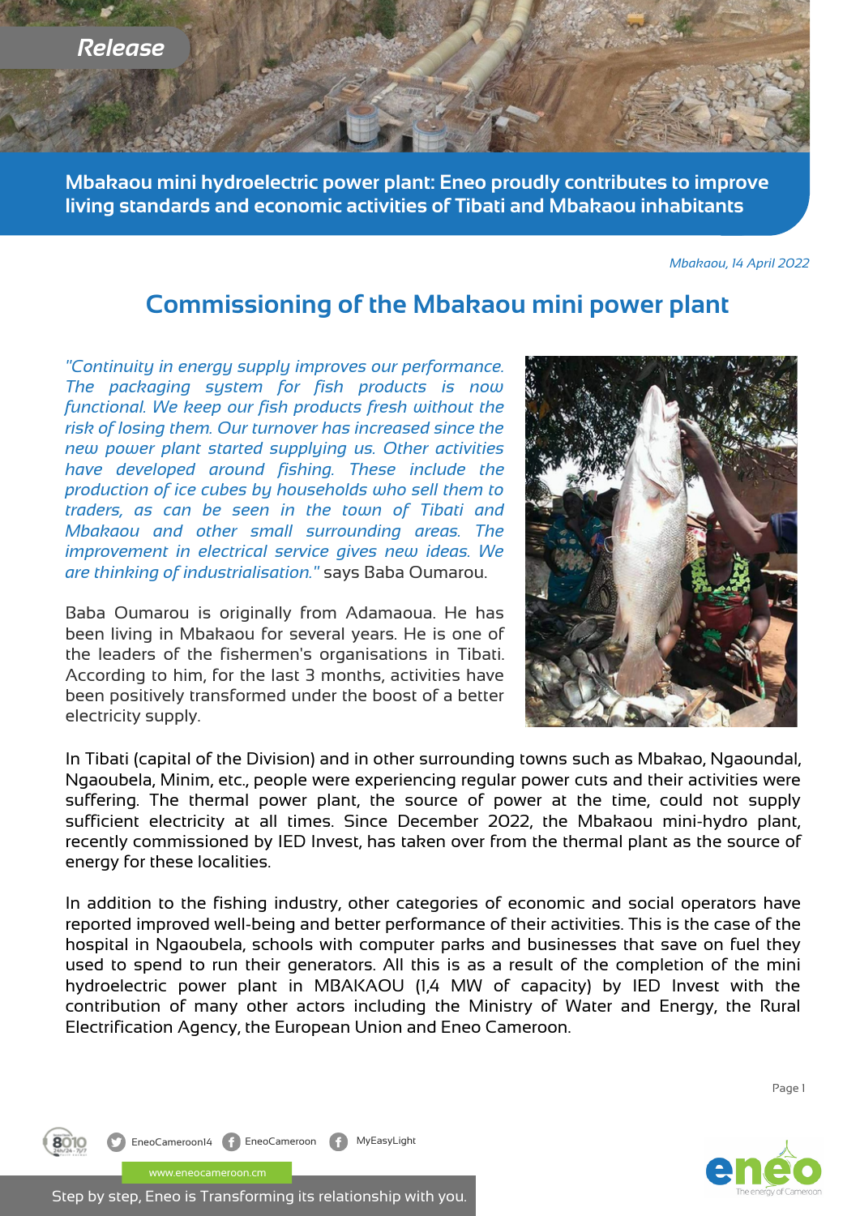Release

# Mbakaou mini hydroelectric power plant: Eneo proudly contributes to improve living standards and economic activities of Tibati and Mbakaou inhabitants

*Mbakaou, 14 April 2022*

## Commissioning of the Mbakaou mini power plant

*"Continuity in energy supply improves our performance. The packaging system for fish products is now functional. We keep our fish products fresh without the risk of losing them. Our turnover has increased since the new power plant started supplying us. Other activities have developed around fishing. These include the production of ice cubes by households who sell them to traders, as can be seen in the town of Tibati and Mbakaou and other small surrounding areas. The improvement in electrical service gives new ideas. We are thinking of industrialisation."* says Baba Oumarou.

Baba Oumarou is originally from Adamaoua. He has been living in Mbakaou for several years. He is one of the leaders of the fishermen's organisations in Tibati. According to him, for the last 3 months, activities have been positively transformed under the boost of a better electricity supply.

In Tibati (capital of the Division) and in other surrounding towns such as Mbakao, Ngaoundal, Ngaoubela, Minim, etc., people were experiencing regular power cuts and their activities were suffering. The thermal power plant, the source of power at the time, could not supply sufficient electricity at all times. Since December 2022, the Mbakaou mini-hydro plant, recently commissioned by IED Invest, has taken over from the thermal plant as the source of energy for these localities.

In addition to the fishing industry, other categories of economic and social operators have reported improved well-being and better performance of their activities. This is the case of the hospital in Ngaoubela, schools with computer parks and businesses that save on fuel they used to spend to run their generators. All this is as a result of the completion of the mini hydroelectric power plant in MBAKAOU (1,4 MW of capacity) by IED Invest with the contribution of many other actors including the Ministry of Water and Energy, the Rural Electrification Agency, the European Union and Eneo Cameroon.

8010 EneoCameroon14 EneoCameroon MyEasyLight

www.eneocameroon.cm

Step by step, Eneo is Transforming its relationship with you.

eneo The energy of Cameroon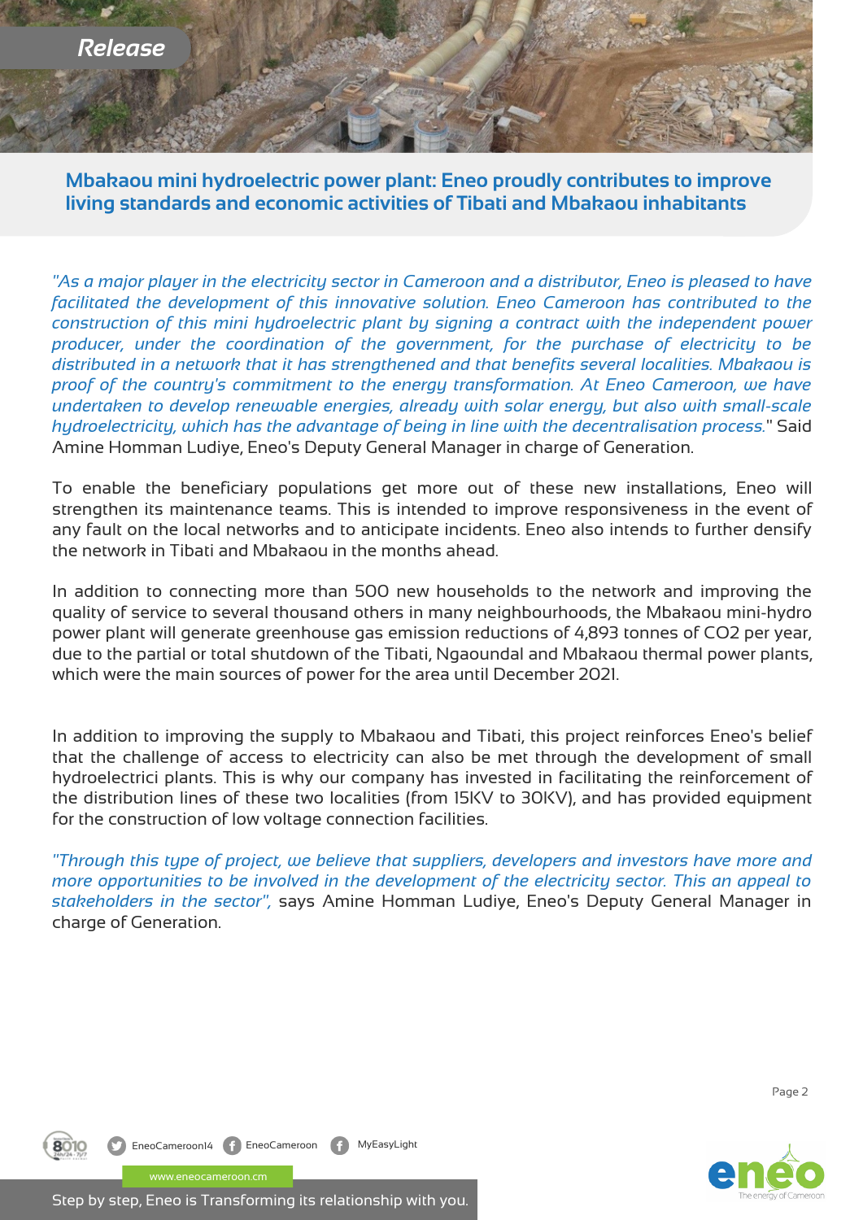## Mbakaou mini hydroelectric power plant: Eneo proudly contributes to improve living standards and economic activities of Tibati and Mbakaou inhabitants

*"As a major player in the electricity sector in Cameroon and a distributor, Eneo is pleased to have facilitated the development of this innovative solution. Eneo Cameroon has contributed to the construction of this mini hydroelectric plant by signing a contract with the independent power producer, under the coordination of the government, for the purchase of electricity to be distributed in a network that it has strengthened and that benefits several localities. Mbakaou is proof of the country's commitment to the energy transformation. At Eneo Cameroon, we have undertaken to develop renewable energies, already with solar energy, but also with small-scale hydroelectricity, which has the advantage of being in line with the decentralisation process."* Said Amine Homman Ludiye, Eneo's Deputy General Manager in charge of Generation.

To enable the beneficiary populations get more out of these new installations, Eneo will strengthen its maintenance teams. This is intended to improve responsiveness in the event of any fault on the local networks and to anticipate incidents. Eneo also intends to further densify the network in Tibati and Mbakaou in the months ahead.

In addition to connecting more than 500 new households to the network and improving the quality of service to several thousand others in many neighbourhoods, the Mbakaou mini-hydro power plant will generate greenhouse gas emission reductions of 4,893 tonnes of $CO_2$ per year, due to the partial or total shutdown of the Tibati, Ngaoundal and Mbakaou thermal power plants, which were the main sources of power for the area until December 2021.

In addition to improving the supply to Mbakaou and Tibati, this project reinforces Eneo's belief that the challenge of access to electricity can also be met through the development of small hydroelectrici plants. This is why our company has invested in facilitating the reinforcement of the distribution lines of these two localities (from 15KV to 30KV), and has provided equipment for the construction of low voltage connection facilities.

*"Through this type of project, we believe that suppliers, developers and investors have more and more opportunities to be involved in the development of the electricity sector. This an appeal to stakeholders in the sector",* says Amine Homman Ludiye, Eneo's Deputy General Manager in charge of Generation.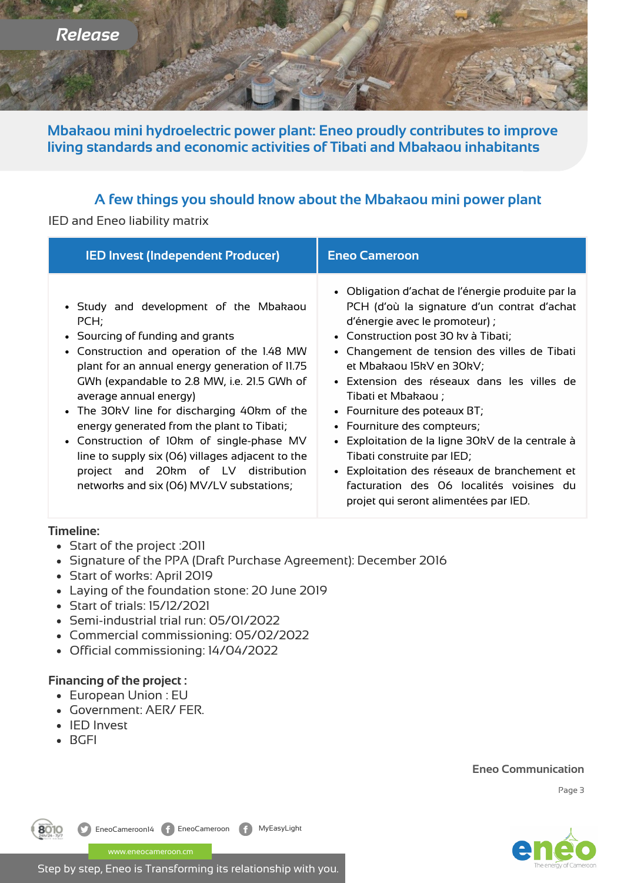*Release*

# Mbakaou mini hydroelectric power plant: Eneo proudly contributes to improve living standards and economic activities of Tibati and Mbakaou inhabitants

## A few things you should know about the Mbakaou mini power plant

IED and Eneo liability matrix

| IED Invest (Independent Producer) | Eneo Cameroon |
|---|---|
| • Study and development of the Mbakaou PCH;<br>• Sourcing of funding and grants<br>• Construction and operation of the 1.48 MW plant for an annual energy generation of 11.75 GWh (expandable to 2.8 MW, i.e. 21.5 GWh of average annual energy)<br>• The 30kV line for discharging 40km of the energy generated from the plant to Tibati;<br>• Construction of 10km of single-phase MV line to supply six (06) villages adjacent to the project and 20km of LV distribution networks and six (06) MV/LV substations; | • Obligation d'achat de l'énergie produite par la PCH (d'où la signature d'un contrat d'achat d'énergie avec le promoteur) ;<br>• Construction post 30 kv à Tibati;<br>• Changement de tension des villes de Tibati et Mbakaou 15kV en 30kV;<br>• Extension des réseaux dans les villes de Tibati et Mbakaou ;<br>• Fourniture des poteaux BT;<br>• Fourniture des compteurs;<br>• Exploitation de la ligne 30kV de la centrale à Tibati construite par IED;<br>• Exploitation des réseaux de branchement et facturation des 06 localités voisines du projet qui seront alimentées par IED. |

**Timeline:**

- Start of the project :2011
- Signature of the PPA (Draft Purchase Agreement): December 2016
- Start of works: April 2019
- Laying of the foundation stone: 20 June 2019
- Start of trials: 15/12/2021
- Semi-industrial trial run: 05/01/2022
- Commercial commissioning: 05/02/2022
- Official commissioning: 14/04/2022

**Financing of the project :**

- European Union : EU
- Government: AER/ FER.
- IED Invest
- BGFI

**Eneo Communication**

8010 24h/24 - 7j/7 | EneoCameroon14 | EneoCameroon | MyEasyLight

www.eneocameroon.cm

Step by step, Eneo is Transforming its relationship with you.

eneo The energy of Cameroon